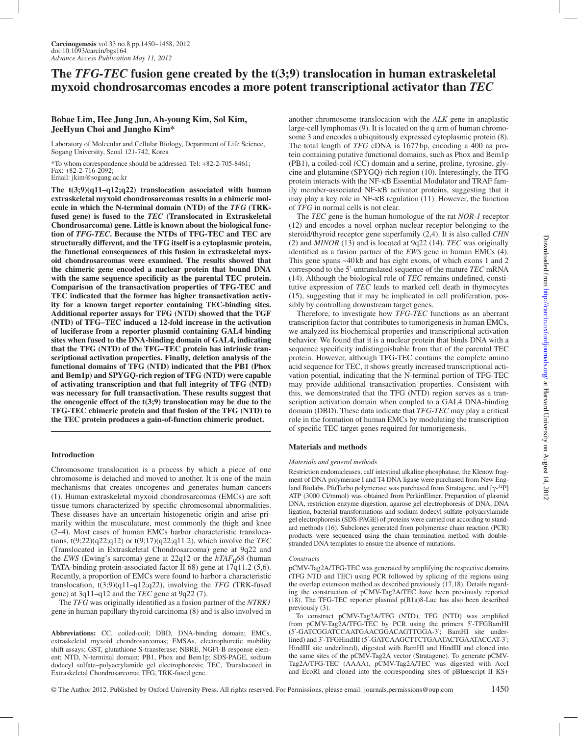# The *TFG-TEC* fusion gene created by the t(3;9) translocation in human extraskeletal myxoid chondrosarcomas encodes a more potent transcriptional activator than *TEC*

**Bobae Lim, Hee Jung Jun, Ah-young Kim, Sol Kim, JeeHyun Choi and Jungho Kim***

Laboratory of Molecular and Cellular Biology, Department of Life Science, Sogang University, Seoul 121-742, Korea

*To whom correspondence should be addressed. Tel: +82-2-705-8461; Fax: +82-2-716-2092; Email: jkim@sogang.ac.kr

**The t(3;9)(q11–q12;q22) translocation associated with human extraskeletal myxoid chondrosarcomas results in a chimeric molecule in which the N-terminal domain (NTD) of the *TFG* (TRK-fused gene) is fused to the *TEC* (Translocated in Extraskeletal Chondrosarcoma) gene. Little is known about the biological function of *TFG-TEC*. Because the NTDs of TFG-TEC and TEC are structurally different, and the TFG itself is a cytoplasmic protein, the functional consequences of this fusion in extraskeletal myxoid chondrosarcomas were examined. The results showed that the chimeric gene encoded a nuclear protein that bound DNA with the same sequence specificity as the parental TEC protein. Comparison of the transactivation properties of TFG-TEC and TEC indicated that the former has higher transactivation activity for a known target reporter containing TEC-binding sites. Additional reporter assays for TFG (NTD) showed that the TGF (NTD) of TFG–TEC induced a 12-fold increase in the activation of luciferase from a reporter plasmid containing GAL4 binding sites when fused to the DNA-binding domain of GAL4, indicating that the TFG (NTD) of the TFG–TEC protein has intrinsic transcriptional activation properties. Finally, deletion analysis of the functional domains of TFG (NTD) indicated that the PB1 (Phox and Bem1p) and SPYGQ-rich region of TFG (NTD) were capable of activating transcription and that full integrity of TFG (NTD) was necessary for full transactivation. These results suggest that the oncogenic effect of the t(3;9) translocation may be due to the TFG-TEC chimeric protein and that fusion of the TFG (NTD) to the TEC protein produces a gain-of-function chimeric product.**

## Introduction

Chromosome translocation is a process by which a piece of one chromosome is detached and moved to another. It is one of the main mechanisms that creates oncogenes and generates human cancers (1). Human extraskeletal myxoid chondrosarcomas (EMCs) are soft tissue tumors characterized by specific chromosomal abnormalities. These diseases have an uncertain histogenetic origin and arise primarily within the musculature, most commonly the thigh and knee (2–4). Most cases of human EMCs harbor characteristic translocations, t(9;22)(q22;q12) or t(9;17)(q22;q11.2), which involve the *TEC* (Translocated in Extraskeletal Chondrosarcoma) gene at 9q22 and the *EWS* (Ewing's sarcoma) gene at 22q12 or the *hTAF$_{II}$68* (human TATA-binding protein-associated factor II 68) gene at 17q11.2 (5,6). Recently, a proportion of EMCs were found to harbor a characteristic translocation, t(3;9)(q11–q12;q22), involving the *TFG* (TRK-fused gene) at 3q11–q12 and the *TEC* gene at 9q22 (7).

The *TFG* was originally identified as a fusion partner of the *NTRK1* gene in human papillary thyroid carcinoma (8) and is also involved in another chromosome translocation with the *ALK* gene in anaplastic large-cell lymphomas (9). It is located on the q arm of human chromosome 3 and encodes a ubiquitously expressed cytoplasmic protein (8). The total length of *TFG* cDNA is 1677 bp, encoding a 400 aa protein containing putative functional domains, such as Phox and Bem1p (PB1), a coiled-coil (CC) domain and a serine, proline, tyrosine, glycine and glutamine (SPYGQ)-rich region (10). Interestingly, the TFG protein interacts with the NF-κB Essential Modulator and TRAF family member-associated NF-κB activator proteins, suggesting that it may play a key role in NF-κB regulation (11). However, the function of *TFG* in normal cells is not clear.

The *TEC* gene is the human homologue of the rat *NOR-1* receptor (12) and encodes a novel orphan nuclear receptor belonging to the steroid/thyroid receptor gene superfamily (2,4). It is also called *CHN* (2) and *MINOR* (13) and is located at 9q22 (14). *TEC* was originally identified as a fusion partner of the *EWS* gene in human EMCs (4). This gene spans ~40 kb and has eight exons, of which exons 1 and 2 correspond to the 5′-untranslated sequence of the mature *TEC* mRNA (14). Although the biological role of *TEC* remains undefined, constitutive expression of *TEC* leads to marked cell death in thymocytes (15), suggesting that it may be implicated in cell proliferation, possibly by controlling downstream target genes.

Therefore, to investigate how *TFG-TEC* functions as an aberrant transcription factor that contributes to tumorigenesis in human EMCs, we analyzed its biochemical properties and transcriptional activation behavior. We found that it is a nuclear protein that binds DNA with a sequence specificity indistinguishable from that of the parental TEC protein. However, although TFG-TEC contains the complete amino acid sequence for TEC, it shows greatly increased transcriptional activation potential, indicating that the N-terminal portion of TFG-TEC may provide additional transactivation properties. Consistent with this, we demonstrated that the TFG (NTD) region serves as a transcription activation domain when coupled to a GAL4 DNA-binding domain (DBD). These data indicate that *TFG-TEC* may play a critical role in the formation of human EMCs by modulating the transcription of specific TEC target genes required for tumorigenesis.

## Materials and methods

### *Materials and general methods*

Restriction endonucleases, calf intestinal alkaline phosphatase, the Klenow fragment of DNA polymerase I and T4 DNA ligase were purchased from New England Biolabs. PfuTurbo polymerase was purchased from Stratagene, and [γ-$^{32}$P] ATP (3000 Ci/mmol) was obtained from PerkinElmer. Preparation of plasmid DNA, restriction enzyme digestion, agarose gel electrophoresis of DNA, DNA ligation, bacterial transformations and sodium dodecyl sulfate–polyacrylamide gel electrophoresis (SDS-PAGE) of proteins were carried out according to standard methods (16). Subclones generated from polymerase chain reaction (PCR) products were sequenced using the chain termination method with double-stranded DNA templates to ensure the absence of mutations.

### *Constructs*

pCMV-Tag2A/TFG-TEC was generated by amplifying the respective domains (TFG NTD and TEC) using PCR followed by splicing of the regions using the overlap extension method as described previously (17,18). Details regarding the construction of pCMV-Tag2A/TEC have been previously reported (18). The TFG-TEC reporter plasmid p(B1a)8-Luc has also been described previously (3).

To construct pCMV-Tag2A/TFG (NTD), TFG (NTD) was amplified from pCMV-Tag2A/TFG-TEC by PCR using the primers 5′-TFGBamHI (5′-GATCGGATCCAATGAACGGACAGTTGGA-3′; BamHI site underlined) and 3′-TFGHindIII (5′-GATCAAGCTTCTGAATACTGAATACCAT-3′; HindIII site underlined), digested with BamHI and HindIII and cloned into the same sites of the pCMV-Tag2A vector (Stratagene). To generate pCMV-Tag2A/TFG-TEC (AAAA), pCMV-Tag2A/TEC was digested with AccI and EcoRI and cloned into the corresponding sites of pBluescript II KS+

---

**Abbreviations:** CC, coiled-coil; DBD, DNA-binding domain; EMCs, extraskeletal myxoid chondrosarcomas; EMSAs, electrophoretic mobility shift assays; GST, glutathione S-transferase; NBRE, NGFI-B response element; NTD, N-terminal domain; PB1, Phox and Bem1p; SDS-PAGE, sodium dodecyl sulfate–polyacrylamide gel electrophoresis; TEC, Translocated in Extraskeletal Chondrosarcoma; TFG, TRK-fused gene.

© The Author 2012. Published by Oxford University Press. All rights reserved. For Permissions, please email: journals.permissions@oup.com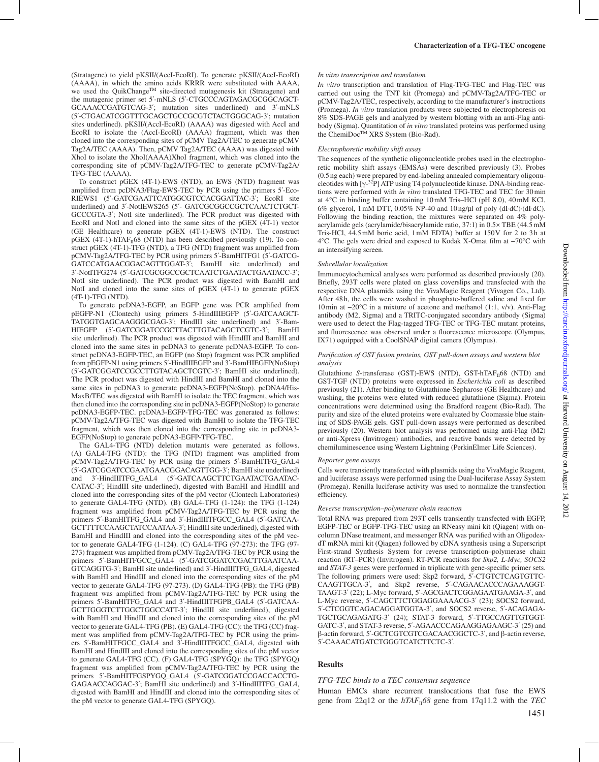(Stratagene) to yield pKSII/(AccI-EcoRI). To generate pKSII/(AccI-EcoRI) (AAAA), in which the amino acids KRRR were substituted with AAAA, we used the QuikChange™ site-directed mutagenesis kit (Stratagene) and the mutagenic primer set 5′-mNLS (5′-CTGCCCAGTAGACGCGGCAGCT-GCAAACCGATGTCAG-3′; mutation sites underlined) and 3′-mNLS (5′-CTGACATCGGTTTGCAGCTGCCGCGTCTACTGGGCAG-3′; mutation sites underlined). pKSII/(AccI-EcoRI) (AAAA) was digested with AccI and EcoRI to isolate the (AccI-EcoRI) (AAAA) fragment, which was then cloned into the corresponding sites of pCMV Tag2A/TEC to generate pCMV Tag2A/TEC (AAAA). Then, pCMV Tag2A/TEC (AAAA) was digested with XhoI to isolate the XhoI(AAAA)XhoI fragment, which was cloned into the corresponding site of pCMV-Tag2A/TFG-TEC to generate pCMV-Tag2A/TFG-TEC (AAAA).

To construct pGEX (4T-1)-EWS (NTD), an EWS (NTD) fragment was amplified from pcDNA3/Flag-EWS-TEC by PCR using the primers 5′-Eco-RIEWS1 (5′-GATCGAATTCATGGCGTCCACGGATTAC-3′; EcoRI site underlined) and 3′-NotIEWS265 (5′- GATCGCGGCCGCTCAACTCTGCT-GCCCGTA-3′; NotI site underlined). The PCR product was digested with EcoRI and NotI and cloned into the same sites of the pGEX (4T-1) vector (GE Healthcare) to generate pGEX (4T-1)-EWS (NTD). The construct pGEX (4T-1)-hTAF$_{II}$68 (NTD) has been described previously (19). To construct pGEX (4T-1)-TFG (NTD), a TFG (NTD) fragment was amplified from pCMV-Tag2A/TFG-TEC by PCR using primers 5′-BamHITFG1 (5′-GATCG-GATCCATGAACGGACAGTTGGAT-3′; BamHI site underlined) and 3′-NotITFG274 (5′-GATCGCGGCCGCTCAATCTGAATACTGAATACC-3′; NotI site underlined). The PCR product was digested with BamHI and NotI and cloned into the same sites of pGEX (4T-1) to generate pGEX (4T-1)-TFG (NTD).

To generate pcDNA3-EGFP, an EGFP gene was PCR amplified from pEGFP-N1 (Clontech) using primers 5-HindIIIEGFP (5′-GATCAAGCT-TATGGTGAGCAAGGGCGAG-3′; HindIII site underlined) and 3′-Bam-HIEGFP (5′-GATCGGATCCGCTTACTTGTACAGCTCGTC-3′; BamHI site underlined). The PCR product was digested with HindIII and BamHI and cloned into the same sites in pcDNA3 to generate pcDNA3-EGFP. To construct pcDNA3-EGFP-TEC, an EGFP (no Stop) fragment was PCR amplified from pEGFP-N1 using primers 5′-HindIIIEGFP and 3′-BamHIEGFP(NoStop) (5′-GATCGGATCCGCCTTGTACAGCTCGTC-3′; BamHI site underlined). The PCR product was digested with HindIII and BamHI and cloned into the same sites in pcDNA3 to generate pcDNA3-EGFP(NoStop). pcDNA4/His-MaxB/TEC was digested with BamHI to isolate the TEC fragment, which was then cloned into the corresponding site in pcDNA3-EGFP(NoStop) to generate pcDNA3-EGFP-TEC. pcDNA3-EGFP-TFG-TEC was generated as follows: pCMV-Tag2A/TFG-TEC was digested with BamHI to isolate the TFG-TEC fragment, which was then cloned into the corresponding site in pcDNA3-EGFP(NoStop) to generate pcDNA3-EGFP-TFG-TEC.

The GAL4-TFG (NTD) deletion mutants were generated as follows. (A) GAL4-TFG (NTD): the TFG (NTD) fragment was amplified from pCMV-Tag2A/TFG-TEC by PCR using the primers 5′-BamHITFG_GAL4 (5′-GATCGGATCCGAATGAACGGACAGTTGG-3′; BamHI site underlined) and 3′-HindIIITFG_GAL4 (5′-GATCAAGCTTCTGAATACTGAATAC-CATAC-3′; HindIII site underlined), digested with BamHI and HindIII and cloned into the corresponding sites of the pM vector (Clontech Laboratories) to generate GAL4-TFG (NTD). (B) GAL4-TFG (1-124): the TFG (1-124) fragment was amplified from pCMV-Tag2A/TFG-TEC by PCR using the primers 5′-BamHITFG_GAL4 and 3′-HindIIITFGCC_GAL4 (5′-GATCAA-GCTTTTCCAAGCTATCCAATAA-3′; HindIII site underlined), digested with BamHI and HindIII and cloned into the corresponding sites of the pM vector to generate GAL4-TFG (1-124). (C) GAL4-TFG (97-273): the TFG (97-273) fragment was amplified from pCMV-Tag2A/TFG-TEC by PCR using the primers 5′-BamHITFGCC_GAL4 (5′-GATCGGATCCGACTTGAATCAA-GTCAGGTG-3′; BamHI site underlined) and 3′-HindIIITFG_GAL4, digested with BamHI and HindIII and cloned into the corresponding sites of the pM vector to generate GAL4-TFG (97-273). (D) GAL4-TFG (PB): the TFG (PB) fragment was amplified from pCMV-Tag2A/TFG-TEC by PCR using the primers 5′-BamHITFG_GAL4 and 3′-HindIIITFGPB_GAL4 (5′-GATCAA-GCTTGGGTCTTGGCTGGCCATT-3′; HindIII site underlined), digested with BamHI and HindIII and cloned into the corresponding sites of the pM vector to generate GAL4-TFG (PB). (E) GAL4-TFG (CC): the TFG (CC) fragment was amplified from pCMV-Tag2A/TFG-TEC by PCR using the primers 5′-BamHITFGCC_GAL4 and 3′-HindIIITFGCC_GAL4, digested with BamHI and HindIII and cloned into the corresponding sites of the pM vector to generate GAL4-TFG (CC). (F) GAL4-TFG (SPYGQ): the TFG (SPYGQ) fragment was amplified from pCMV-Tag2A/TFG-TEC by PCR using the primers 5′-BamHITFGSPYGQ_GAL4 (5′-GATCGGATCCGACCACCTG-GAGAACCAGGAC-3′; BamHI site underlined) and 3′-HindIIITFG_GAL4, digested with BamHI and HindIII and cloned into the corresponding sites of the pM vector to generate GAL4-TFG (SPYGQ).

*In vitro transcription and translation*

*In vitro* transcription and translation of Flag-TFG-TEC and Flag-TEC was carried out using the TNT kit (Promega) and pCMV-Tag2A/TFG-TEC or pCMV-Tag2A/TEC, respectively, according to the manufacturer's instructions (Promega). *In vitro* translation products were subjected to electrophoresis on 8% SDS-PAGE gels and analyzed by western blotting with an anti-Flag antibody (Sigma). Quantitation of *in vitro* translated proteins was performed using the ChemiDoc™ XRS System (Bio-Rad).

*Electrophoretic mobility shift assay*

The sequences of the synthetic oligonucleotide probes used in the electrophoretic mobility shift assays (EMSAs) were described previously (3). Probes (0.5 ng each) were prepared by end-labeling annealed complementary oligonucleotides with [$\gamma$-$^{32}$P] ATP using T4 polynucleotide kinase. DNA-binding reactions were performed with *in vitro* translated TFG-TEC and TEC for 30 min at 4°C in binding buffer containing 10 mM Tris–HCl (pH 8.0), 40 mM KCl, 6% glycerol, 1 mM DTT, 0.05% NP-40 and 10 ng/μl of poly (dI·dC)·(dI·dC). Following the binding reaction, the mixtures were separated on 4% polyacrylamide gels (acrylamide/bisacrylamide ratio, 37:1) in 0.5× TBE (44.5 mM Tris-HCl, 44.5 mM boric acid, 1 mM EDTA) buffer at 150 V for 2 to 3 h at 4°C. The gels were dried and exposed to Kodak X-Omat film at −70°C with an intensifying screen.

*Subcellular localization*

Immunocytochemical analyses were performed as described previously (20). Briefly, 293T cells were plated on glass coverslips and transfected with the respective DNA plasmids using the VivaMagic Reagent (Vivagen Co., Ltd). After 48 h, the cells were washed in phosphate-buffered saline and fixed for 10 min at −20°C in a mixture of acetone and methanol (1:1, v/v). Anti-Flag antibody (M2, Sigma) and a TRITC-conjugated secondary antibody (Sigma) were used to detect the Flag-tagged TFG-TEC or TFG-TEC mutant proteins, and fluorescence was observed under a fluorescence microscope (Olympus, IX71) equipped with a CoolSNAP digital camera (Olympus).

*Purification of GST fusion proteins, GST pull-down assays and western blot analysis*

Glutathione *S*-transferase (GST)-EWS (NTD), GST-hTAF$_{II}$68 (NTD) and GST-TGF (NTD) proteins were expressed in *Escherichia coli* as described previously (21). After binding to Glutathione-Sepharose (GE Healthcare) and washing, the proteins were eluted with reduced glutathione (Sigma). Protein concentrations were determined using the Bradford reagent (Bio-Rad). The purity and size of the eluted proteins were evaluated by Coomassie blue staining of SDS-PAGE gels. GST pull-down assays were performed as described previously (20). Western blot analysis was performed using anti-Flag (M2) or anti-Xpress (Invitrogen) antibodies, and reactive bands were detected by chemiluminescence using Western Lightning (PerkinElmer Life Sciences).

*Reporter gene assays*

Cells were transiently transfected with plasmids using the VivaMagic Reagent, and luciferase assays were performed using the Dual-luciferase Assay System (Promega). Renilla luciferase activity was used to normalize the transfection efficiency.

*Reverse transcription–polymerase chain reaction*

Total RNA was prepared from 293T cells transiently transfected with EGFP, EGFP-TEC or EGFP-TFG-TEC using an RNeasy mini kit (Qiagen) with on-column DNase treatment, and messenger RNA was purified with an Oligodex-dT mRNA mini kit (Qiagen) followed by cDNA synthesis using a Superscript First-strand Synthesis System for reverse transcription–polymerase chain reaction (RT–PCR) (Invitrogen). RT-PCR reactions for *Skp2, L-Myc, SOCS2* and *STAT-3* genes were performed in triplicate with gene-specific primer sets. The following primers were used: Skp2 forward, 5′-CTGTCTCAGTGTTC-CAAGTTGCA-3′, and Skp2 reverse, 5′-CAGAACACCCAGAAAGGT-TAAGT-3′ (22); L-Myc forward, 5′-AGCGACTCGGAGAATGAAGA-3′, and L-Myc reverse, 5′-CAGCTTCTGGAGGAAAACG-3′ (23); SOCS2 forward, 5′-CTCGGTCAGACAGGATGGTA-3′, and SOCS2 reverse, 5′-ACAGAGA-TGCTGCAGAGATG-3′ (24); STAT-3 forward, 5′-TTGCCAGTTGTGGT-GATC-3′, and STAT-3 reverse, 5′-AGAACCCAGAAGGAGAAGC-3′ (25) and β-actin forward, 5′-GCTCGTCGTCGACAACGGCTC-3′, and β-actin reverse, 5′-CAAACATGATCTGGGTCATCTTCTC-3′.

## Results

*TFG-TEC binds to a TEC consensus sequence*

Human EMCs share recurrent translocations that fuse the EWS gene from 22q12 or the *hTAF$_{II}$68* gene from 17q11.2 with the *TEC*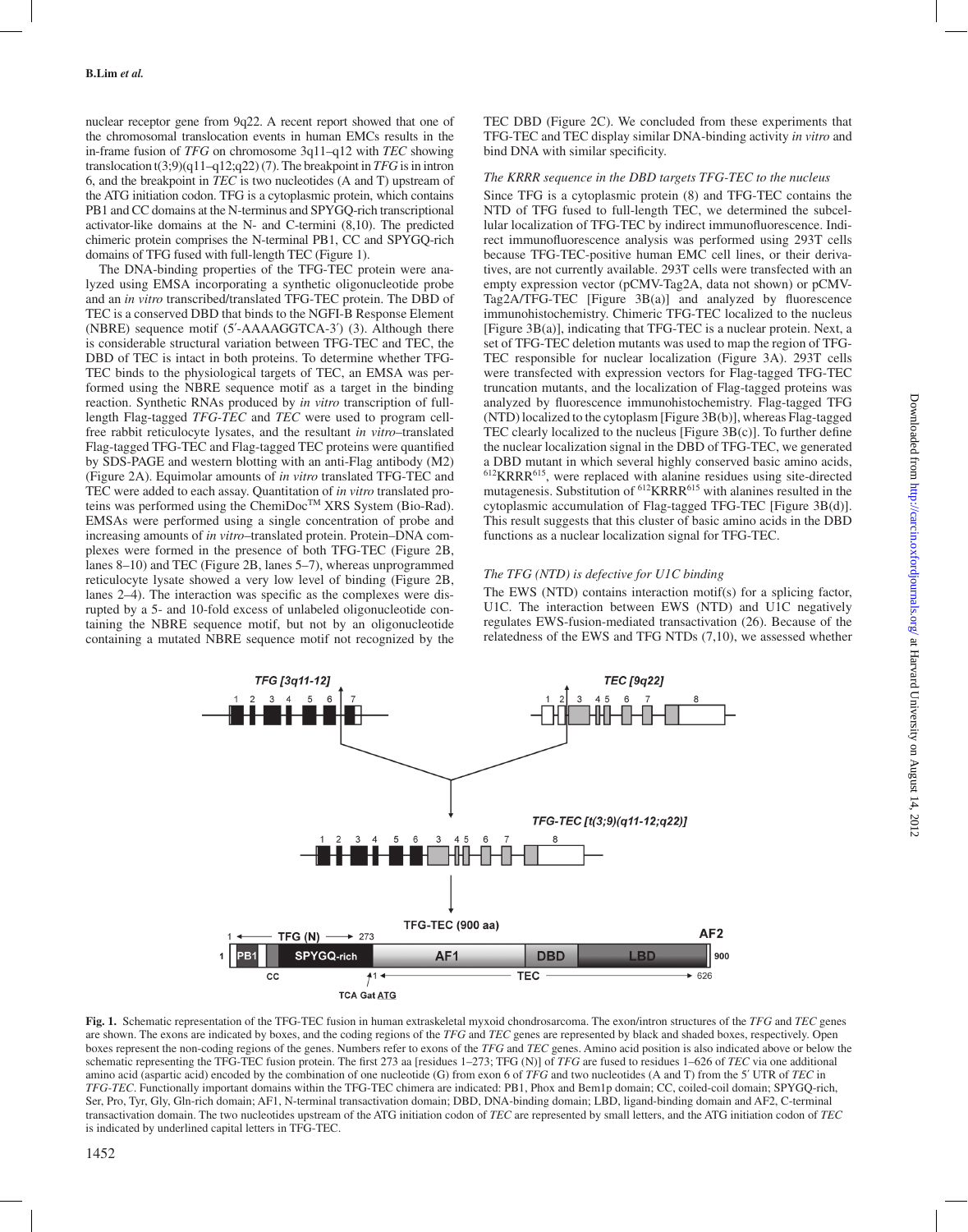nuclear receptor gene from 9q22. A recent report showed that one of the chromosomal translocation events in human EMCs results in the in-frame fusion of *TFG* on chromosome 3q11–q12 with *TEC* showing translocation t(3;9)(q11–q12;q22) (7). The breakpoint in *TFG* is in intron 6, and the breakpoint in *TEC* is two nucleotides (A and T) upstream of the ATG initiation codon. TFG is a cytoplasmic protein, which contains PB1 and CC domains at the N-terminus and SPYGQ-rich transcriptional activator-like domains at the N- and C-termini (8,10). The predicted chimeric protein comprises the N-terminal PB1, CC and SPYGQ-rich domains of TFG fused with full-length TEC (Figure 1).

The DNA-binding properties of the TFG-TEC protein were analyzed using EMSA incorporating a synthetic oligonucleotide probe and an *in vitro* transcribed/translated TFG-TEC protein. The DBD of TEC is a conserved DBD that binds to the NGFI-B Response Element (NBRE) sequence motif (5′-AAAAGGTCA-3′) (3). Although there is considerable structural variation between TFG-TEC and TEC, the DBD of TEC is intact in both proteins. To determine whether TFG-TEC binds to the physiological targets of TEC, an EMSA was performed using the NBRE sequence motif as a target in the binding reaction. Synthetic RNAs produced by *in vitro* transcription of full-length Flag-tagged *TFG-TEC* and *TEC* were used to program cell-free rabbit reticulocyte lysates, and the resultant *in vitro*–translated Flag-tagged TFG-TEC and Flag-tagged TEC proteins were quantified by SDS-PAGE and western blotting with an anti-Flag antibody (M2) (Figure 2A). Equimolar amounts of *in vitro* translated TFG-TEC and TEC were added to each assay. Quantitation of *in vitro* translated proteins was performed using the ChemiDoc™ XRS System (Bio-Rad). EMSAs were performed using a single concentration of probe and increasing amounts of *in vitro*–translated protein. Protein–DNA complexes were formed in the presence of both TFG-TEC (Figure 2B, lanes 8–10) and TEC (Figure 2B, lanes 5–7), whereas unprogrammed reticulocyte lysate showed a very low level of binding (Figure 2B, lanes 2–4). The interaction was specific as the complexes were disrupted by a 5- and 10-fold excess of unlabeled oligonucleotide containing the NBRE sequence motif, but not by an oligonucleotide containing a mutated NBRE sequence motif not recognized by the TEC DBD (Figure 2C). We concluded from these experiments that TFG-TEC and TEC display similar DNA-binding activity *in vitro* and bind DNA with similar specificity.

### *The KRRR sequence in the DBD targets TFG-TEC to the nucleus*

Since TFG is a cytoplasmic protein (8) and TFG-TEC contains the NTD of TFG fused to full-length TEC, we determined the subcellular localization of TFG-TEC by indirect immunofluorescence. Indirect immunofluorescence analysis was performed using 293T cells because TFG-TEC-positive human EMC cell lines, or their derivatives, are not currently available. 293T cells were transfected with an empty expression vector (pCMV-Tag2A, data not shown) or pCMV-Tag2A/TFG-TEC [Figure 3B(a)] and analyzed by fluorescence immunohistochemistry. Chimeric TFG-TEC localized to the nucleus [Figure 3B(a)], indicating that TFG-TEC is a nuclear protein. Next, a set of TFG-TEC deletion mutants was used to map the region of TFG-TEC responsible for nuclear localization (Figure 3A). 293T cells were transfected with expression vectors for Flag-tagged TFG-TEC truncation mutants, and the localization of Flag-tagged proteins was analyzed by fluorescence immunohistochemistry. Flag-tagged TFG (NTD) localized to the cytoplasm [Figure 3B(b)], whereas Flag-tagged TEC clearly localized to the nucleus [Figure 3B(c)]. To further define the nuclear localization signal in the DBD of TFG-TEC, we generated a DBD mutant in which several highly conserved basic amino acids, [612]KRRR[615], were replaced with alanine residues using site-directed mutagenesis. Substitution of [612]KRRR[615] with alanines resulted in the cytoplasmic accumulation of Flag-tagged TFG-TEC [Figure 3B(d)]. This result suggests that this cluster of basic amino acids in the DBD functions as a nuclear localization signal for TFG-TEC.

### *The TFG (NTD) is defective for U1C binding*

The EWS (NTD) contains interaction motif(s) for a splicing factor, U1C. The interaction between EWS (NTD) and U1C negatively regulates EWS-fusion-mediated transactivation (26). Because of the relatedness of the EWS and TFG NTDs (7,10), we assessed whether

**Fig. 1.** Schematic representation of the TFG-TEC fusion in human extraskeletal myxoid chondrosarcoma. The exon/intron structures of the *TFG* and *TEC* genes are shown. The exons are indicated by boxes, and the coding regions of the *TFG* and *TEC* genes are represented by black and shaded boxes, respectively. Open boxes represent the non-coding regions of the genes. Numbers refer to exons of the *TFG* and *TEC* genes. Amino acid position is also indicated above or below the schematic representing the TFG-TEC fusion protein. The first 273 aa [residues 1–273; TFG (N)] of *TFG* are fused to residues 1–626 of *TEC* via one additional amino acid (aspartic acid) encoded by the combination of one nucleotide (G) from exon 6 of *TFG* and two nucleotides (A and T) from the 5′ UTR of *TEC* in *TFG-TEC*. Functionally important domains within the TFG-TEC chimera are indicated: PB1, Phox and Bem1p domain; CC, coiled-coil domain; SPYGQ-rich, Ser, Pro, Tyr, Gly, Gln-rich domain; AF1, N-terminal transactivation domain; DBD, DNA-binding domain; LBD, ligand-binding domain and AF2, C-terminal transactivation domain. The two nucleotides upstream of the ATG initiation codon of *TEC* are represented by small letters, and the ATG initiation codon of *TEC* is indicated by underlined capital letters in TFG-TEC.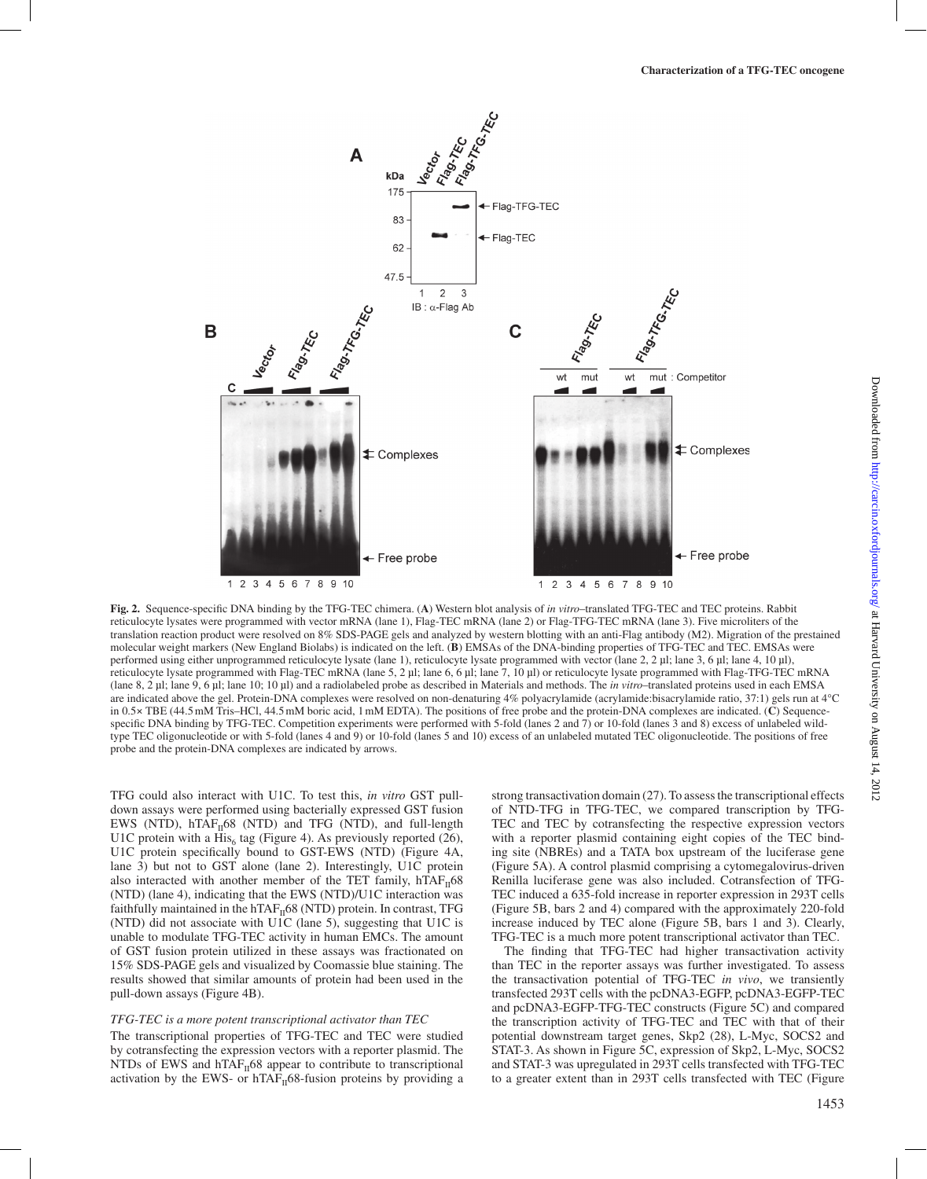**Fig. 2.** Sequence-specific DNA binding by the TFG-TEC chimera. (**A**) Western blot analysis of *in vitro*–translated TFG-TEC and TEC proteins. Rabbit reticulocyte lysates were programmed with vector mRNA (lane 1), Flag-TEC mRNA (lane 2) or Flag-TFG-TEC mRNA (lane 3). Five microliters of the translation reaction product were resolved on 8% SDS-PAGE gels and analyzed by western blotting with an anti-Flag antibody (M2). Migration of the prestained molecular weight markers (New England Biolabs) is indicated on the left. (**B**) EMSAs of the DNA-binding properties of TFG-TEC and TEC. EMSAs were performed using either unprogrammed reticulocyte lysate (lane 1), reticulocyte lysate programmed with vector (lane 2, 2 µl; lane 3, 6 µl; lane 4, 10 µl), reticulocyte lysate programmed with Flag-TEC mRNA (lane 5, 2 µl; lane 6, 6 µl; lane 7, 10 µl) or reticulocyte lysate programmed with Flag-TFG-TEC mRNA (lane 8, 2 µl; lane 9, 6 µl; lane 10; 10 µl) and a radiolabeled probe as described in Materials and methods. The *in vitro*–translated proteins used in each EMSA are indicated above the gel. Protein-DNA complexes were resolved on non-denaturing 4% polyacrylamide (acrylamide:bisacrylamide ratio, 37:1) gels run at 4°C in 0.5× TBE (44.5 mM Tris–HCl, 44.5 mM boric acid, 1 mM EDTA). The positions of free probe and the protein-DNA complexes are indicated. (**C**) Sequence-specific DNA binding by TFG-TEC. Competition experiments were performed with 5-fold (lanes 2 and 7) or 10-fold (lanes 3 and 8) excess of unlabeled wild-type TEC oligonucleotide or with 5-fold (lanes 4 and 9) or 10-fold (lanes 5 and 10) excess of an unlabeled mutated TEC oligonucleotide. The positions of free probe and the protein-DNA complexes are indicated by arrows.

TFG could also interact with U1C. To test this, *in vitro* GST pull-down assays were performed using bacterially expressed GST fusion EWS (NTD), $hTAF_{II}68$ (NTD) and TFG (NTD), and full-length U1C protein with a $His_6$ tag (Figure 4). As previously reported (26), U1C protein specifically bound to GST-EWS (NTD) (Figure 4A, lane 3) but not to GST alone (lane 2). Interestingly, U1C protein also interacted with another member of the TET family, $hTAF_{II}68$ (NTD) (lane 4), indicating that the EWS (NTD)/U1C interaction was faithfully maintained in the $hTAF_{II}68$ (NTD) protein. In contrast, TFG (NTD) did not associate with U1C (lane 5), suggesting that U1C is unable to modulate TFG-TEC activity in human EMCs. The amount of GST fusion protein utilized in these assays was fractionated on 15% SDS-PAGE gels and visualized by Coomassie blue staining. The results showed that similar amounts of protein had been used in the pull-down assays (Figure 4B).

*TFG-TEC is a more potent transcriptional activator than TEC*

The transcriptional properties of TFG-TEC and TEC were studied by cotransfecting the expression vectors with a reporter plasmid. The NTDs of EWS and $hTAF_{II}68$ appear to contribute to transcriptional activation by the EWS- or $hTAF_{II}68$-fusion proteins by providing a strong transactivation domain (27). To assess the transcriptional effects of NTD-TFG in TFG-TEC, we compared transcription by TFG-TEC and TEC by cotransfecting the respective expression vectors with a reporter plasmid containing eight copies of the TEC binding site (NBREs) and a TATA box upstream of the luciferase gene (Figure 5A). A control plasmid comprising a cytomegalovirus-driven Renilla luciferase gene was also included. Cotransfection of TFG-TEC induced a 635-fold increase in reporter expression in 293T cells (Figure 5B, bars 2 and 4) compared with the approximately 220-fold increase induced by TEC alone (Figure 5B, bars 1 and 3). Clearly, TFG-TEC is a much more potent transcriptional activator than TEC.

The finding that TFG-TEC had higher transactivation activity than TEC in the reporter assays was further investigated. To assess the transactivation potential of TFG-TEC *in vivo*, we transiently transfected 293T cells with the pcDNA3-EGFP, pcDNA3-EGFP-TEC and pcDNA3-EGFP-TFG-TEC constructs (Figure 5C) and compared the transcription activity of TFG-TEC and TEC with that of their potential downstream target genes, Skp2 (28), L-Myc, SOCS2 and STAT-3. As shown in Figure 5C, expression of Skp2, L-Myc, SOCS2 and STAT-3 was upregulated in 293T cells transfected with TFG-TEC to a greater extent than in 293T cells transfected with TEC (Figure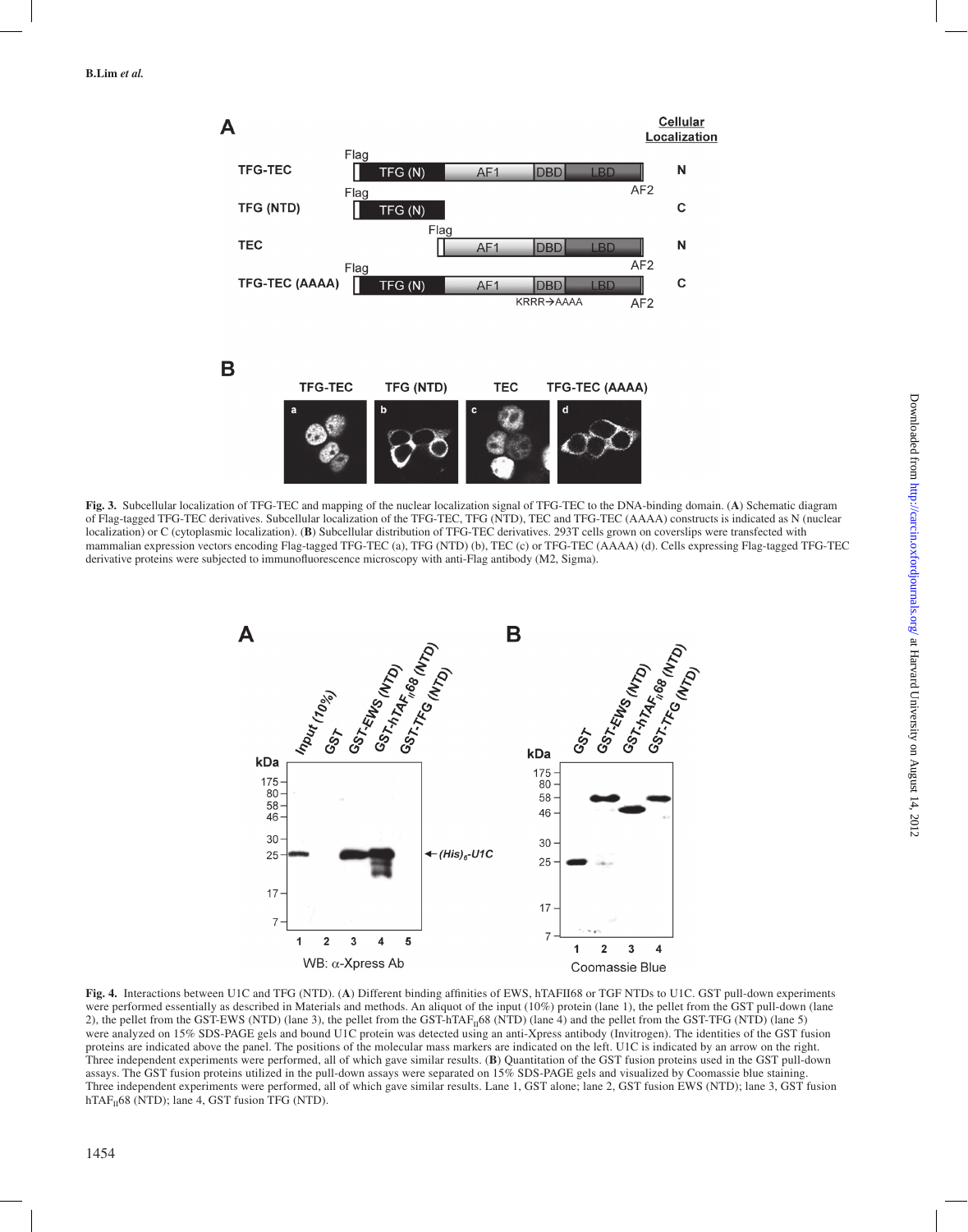**Fig. 3.** Subcellular localization of TFG-TEC and mapping of the nuclear localization signal of TFG-TEC to the DNA-binding domain. (**A**) Schematic diagram of Flag-tagged TFG-TEC derivatives. Subcellular localization of the TFG-TEC, TFG (NTD), TEC and TFG-TEC (AAAA) constructs is indicated as N (nuclear localization) or C (cytoplasmic localization). (**B**) Subcellular distribution of TFG-TEC derivatives. 293T cells grown on coverslips were transfected with mammalian expression vectors encoding Flag-tagged TFG-TEC (a), TFG (NTD) (b), TEC (c) or TFG-TEC (AAAA) (d). Cells expressing Flag-tagged TFG-TEC derivative proteins were subjected to immunofluorescence microscopy with anti-Flag antibody (M2, Sigma).

**Fig. 4.** Interactions between U1C and TFG (NTD). (**A**) Different binding affinities of EWS, hTAFII68 or TGF NTDs to U1C. GST pull-down experiments were performed essentially as described in Materials and methods. An aliquot of the input (10%) protein (lane 1), the pellet from the GST pull-down (lane 2), the pellet from the GST-EWS (NTD) (lane 3), the pellet from the GST-hTAF$_{II}$68 (NTD) (lane 4) and the pellet from the GST-TFG (NTD) (lane 5) were analyzed on 15% SDS-PAGE gels and bound U1C protein was detected using an anti-Xpress antibody (Invitrogen). The identities of the GST fusion proteins are indicated above the panel. The positions of the molecular mass markers are indicated on the left. U1C is indicated by an arrow on the right. Three independent experiments were performed, all of which gave similar results. (**B**) Quantitation of the GST fusion proteins used in the GST pull-down assays. The GST fusion proteins utilized in the pull-down assays were separated on 15% SDS-PAGE gels and visualized by Coomassie blue staining. Three independent experiments were performed, all of which gave similar results. Lane 1, GST alone; lane 2, GST fusion EWS (NTD); lane 3, GST fusion hTAF$_{II}$68 (NTD); lane 4, GST fusion TFG (NTD).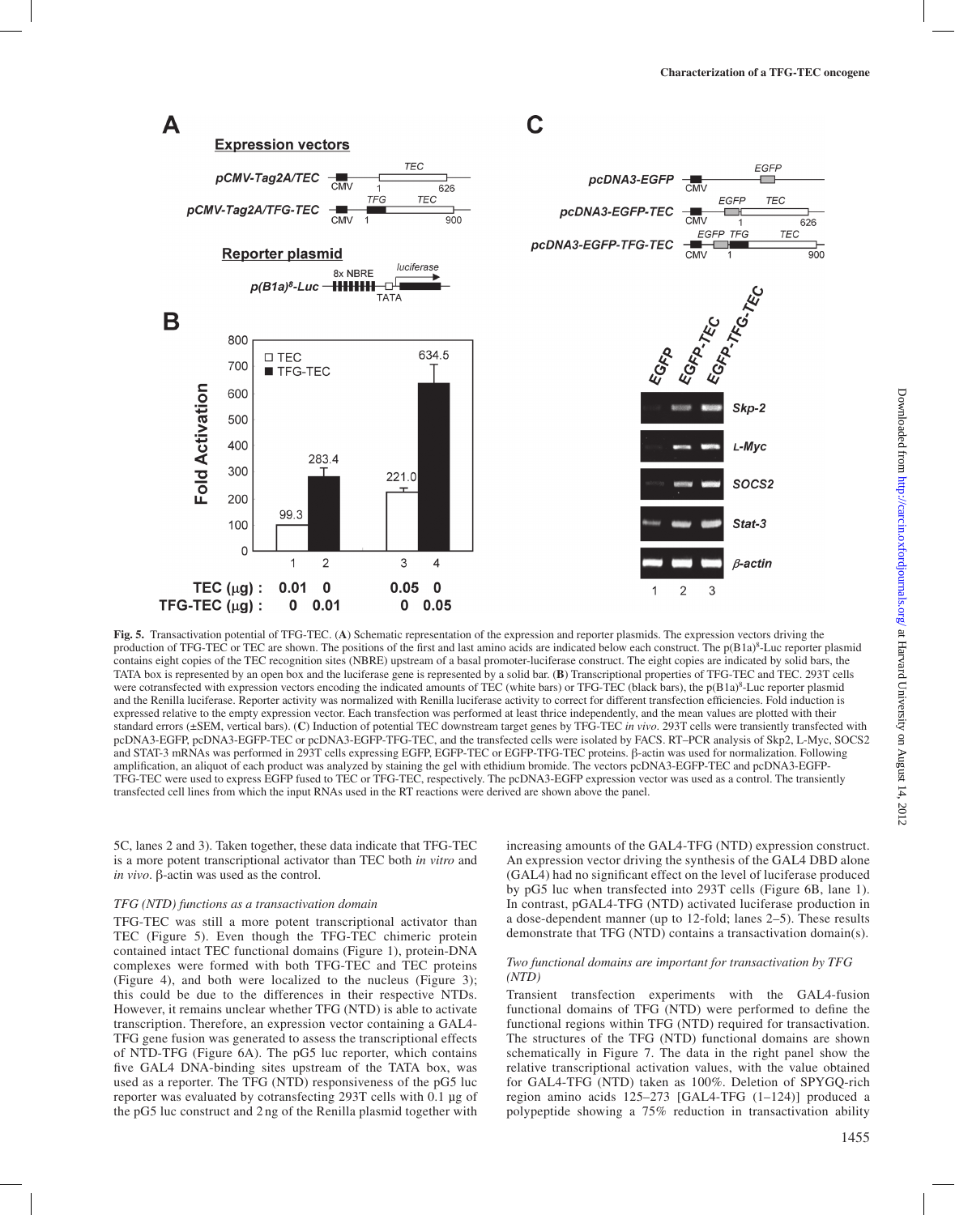**Fig. 5.** Transactivation potential of TFG-TEC. (**A**) Schematic representation of the expression and reporter plasmids. The expression vectors driving the production of TFG-TEC or TEC are shown. The positions of the first and last amino acids are indicated below each construct. The p(B1a)$^8$-Luc reporter plasmid contains eight copies of the TEC recognition sites (NBRE) upstream of a basal promoter-luciferase construct. The eight copies are indicated by solid bars, the TATA box is represented by an open box and the luciferase gene is represented by a solid bar. (**B**) Transcriptional properties of TFG-TEC and TEC. 293T cells were cotransfected with expression vectors encoding the indicated amounts of TEC (white bars) or TFG-TEC (black bars), the p(B1a)$^8$-Luc reporter plasmid and the Renilla luciferase. Reporter activity was normalized with Renilla luciferase activity to correct for different transfection efficiencies. Fold induction is expressed relative to the empty expression vector. Each transfection was performed at least thrice independently, and the mean values are plotted with their standard errors (±SEM, vertical bars). (**C**) Induction of potential TEC downstream target genes by TFG-TEC *in vivo*. 293T cells were transiently transfected with pcDNA3-EGFP, pcDNA3-EGFP-TEC or pcDNA3-EGFP-TFG-TEC, and the transfected cells were isolated by FACS. RT–PCR analysis of Skp2, L-Myc, SOCS2 and STAT-3 mRNAs was performed in 293T cells expressing EGFP, EGFP-TEC or EGFP-TFG-TEC proteins. β-actin was used for normalization. Following amplification, an aliquot of each product was analyzed by staining the gel with ethidium bromide. The vectors pcDNA3-EGFP-TEC and pcDNA3-EGFP-TFG-TEC were used to express EGFP fused to TEC or TFG-TEC, respectively. The pcDNA3-EGFP expression vector was used as a control. The transiently transfected cell lines from which the input RNAs used in the RT reactions were derived are shown above the panel.

5C, lanes 2 and 3). Taken together, these data indicate that TFG-TEC is a more potent transcriptional activator than TEC both *in vitro* and *in vivo*. β-actin was used as the control.

*TFG (NTD) functions as a transactivation domain*

TFG-TEC was still a more potent transcriptional activator than TEC (Figure 5). Even though the TFG-TEC chimeric protein contained intact TEC functional domains (Figure 1), protein-DNA complexes were formed with both TFG-TEC and TEC proteins (Figure 4), and both were localized to the nucleus (Figure 3); this could be due to the differences in their respective NTDs. However, it remains unclear whether TFG (NTD) is able to activate transcription. Therefore, an expression vector containing a GAL4-TFG gene fusion was generated to assess the transcriptional effects of NTD-TFG (Figure 6A). The pG5 luc reporter, which contains five GAL4 DNA-binding sites upstream of the TATA box, was used as a reporter. The TFG (NTD) responsiveness of the pG5 luc reporter was evaluated by cotransfecting 293T cells with 0.1 μg of the pG5 luc construct and 2 ng of the Renilla plasmid together with increasing amounts of the GAL4-TFG (NTD) expression construct. An expression vector driving the synthesis of the GAL4 DBD alone (GAL4) had no significant effect on the level of luciferase produced by pG5 luc when transfected into 293T cells (Figure 6B, lane 1). In contrast, pGAL4-TFG (NTD) activated luciferase production in a dose-dependent manner (up to 12-fold; lanes 2–5). These results demonstrate that TFG (NTD) contains a transactivation domain(s).

*Two functional domains are important for transactivation by TFG (NTD)*

Transient transfection experiments with the GAL4-fusion functional domains of TFG (NTD) were performed to define the functional regions within TFG (NTD) required for transactivation. The structures of the TFG (NTD) functional domains are shown schematically in Figure 7. The data in the right panel show the relative transcriptional activation values, with the value obtained for GAL4-TFG (NTD) taken as 100%. Deletion of SPYGQ-rich region amino acids 125–273 [GAL4-TFG (1–124)] produced a polypeptide showing a 75% reduction in transactivation ability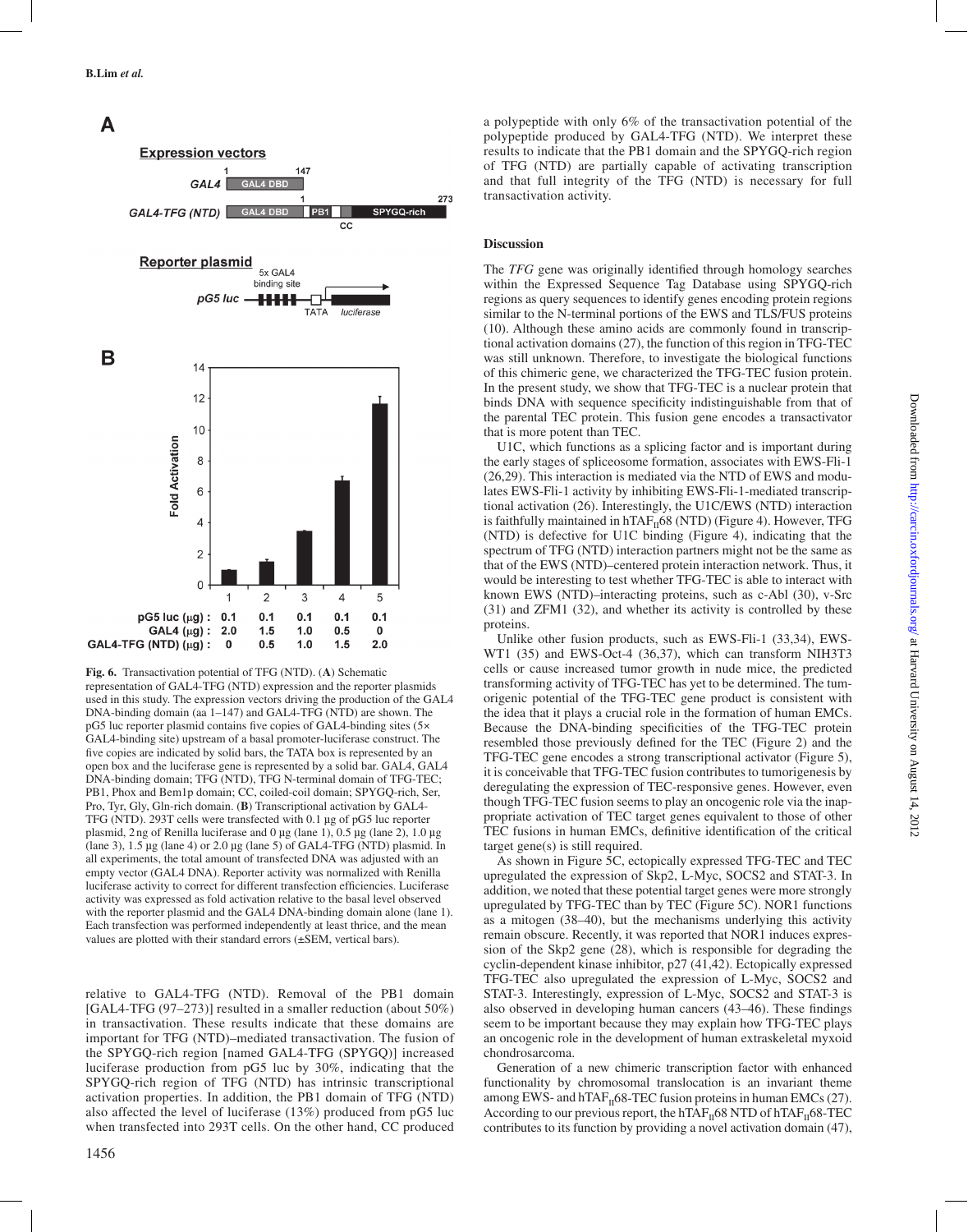**Fig. 6.** Transactivation potential of TFG (NTD). (**A**) Schematic representation of GAL4-TFG (NTD) expression and the reporter plasmids used in this study. The expression vectors driving the production of the GAL4 DNA-binding domain (aa 1–147) and GAL4-TFG (NTD) are shown. The pG5 luc reporter plasmid contains five copies of GAL4-binding sites (5× GAL4-binding site) upstream of a basal promoter-luciferase construct. The five copies are indicated by solid bars, the TATA box is represented by an open box and the luciferase gene is represented by a solid bar. GAL4, GAL4 DNA-binding domain; TFG (NTD), TFG N-terminal domain of TFG-TEC; PB1, Phox and Bem1p domain; CC, coiled-coil domain; SPYGQ-rich, Ser, Pro, Tyr, Gly, Gln-rich domain. (**B**) Transcriptional activation by GAL4-TFG (NTD). 293T cells were transfected with 0.1 µg of pG5 luc reporter plasmid, 2 ng of Renilla luciferase and 0 µg (lane 1), 0.5 µg (lane 2), 1.0 µg (lane 3), 1.5 µg (lane 4) or 2.0 µg (lane 5) of GAL4-TFG (NTD) plasmid. In all experiments, the total amount of transfected DNA was adjusted with an empty vector (GAL4 DNA). Reporter activity was normalized with Renilla luciferase activity to correct for different transfection efficiencies. Luciferase activity was expressed as fold activation relative to the basal level observed with the reporter plasmid and the GAL4 DNA-binding domain alone (lane 1). Each transfection was performed independently at least thrice, and the mean values are plotted with their standard errors (±SEM, vertical bars).

relative to GAL4-TFG (NTD). Removal of the PB1 domain [GAL4-TFG (97–273)] resulted in a smaller reduction (about 50%) in transactivation. These results indicate that these domains are important for TFG (NTD)–mediated transactivation. The fusion of the SPYGQ-rich region [named GAL4-TFG (SPYGQ)] increased luciferase production from pG5 luc by 30%, indicating that the SPYGQ-rich region of TFG (NTD) has intrinsic transcriptional activation properties. In addition, the PB1 domain of TFG (NTD) also affected the level of luciferase (13%) produced from pG5 luc when transfected into 293T cells. On the other hand, CC produced a polypeptide with only 6% of the transactivation potential of the polypeptide produced by GAL4-TFG (NTD). We interpret these results to indicate that the PB1 domain and the SPYGQ-rich region of TFG (NTD) are partially capable of activating transcription and that full integrity of the TFG (NTD) is necessary for full transactivation activity.

## Discussion

The *TFG* gene was originally identified through homology searches within the Expressed Sequence Tag Database using SPYGQ-rich regions as query sequences to identify genes encoding protein regions similar to the N-terminal portions of the EWS and TLS/FUS proteins (10). Although these amino acids are commonly found in transcriptional activation domains (27), the function of this region in TFG-TEC was still unknown. Therefore, to investigate the biological functions of this chimeric gene, we characterized the TFG-TEC fusion protein. In the present study, we show that TFG-TEC is a nuclear protein that binds DNA with sequence specificity indistinguishable from that of the parental TEC protein. This fusion gene encodes a transactivator that is more potent than TEC.

U1C, which functions as a splicing factor and is important during the early stages of spliceosome formation, associates with EWS-Fli-1 (26,29). This interaction is mediated via the NTD of EWS and modulates EWS-Fli-1 activity by inhibiting EWS-Fli-1-mediated transcriptional activation (26). Interestingly, the U1C/EWS (NTD) interaction is faithfully maintained in $hTAF_{II}68$ (NTD) (Figure 4). However, TFG (NTD) is defective for U1C binding (Figure 4), indicating that the spectrum of TFG (NTD) interaction partners might not be the same as that of the EWS (NTD)–centered protein interaction network. Thus, it would be interesting to test whether TFG-TEC is able to interact with known EWS (NTD)–interacting proteins, such as c-Abl (30), v-Src (31) and ZFM1 (32), and whether its activity is controlled by these proteins.

Unlike other fusion products, such as EWS-Fli-1 (33,34), EWS-WT1 (35) and EWS-Oct-4 (36,37), which can transform NIH3T3 cells or cause increased tumor growth in nude mice, the predicted transforming activity of TFG-TEC has yet to be determined. The tumorigenic potential of the TFG-TEC gene product is consistent with the idea that it plays a crucial role in the formation of human EMCs. Because the DNA-binding specificities of the TFG-TEC protein resembled those previously defined for the TEC (Figure 2) and the TFG-TEC gene encodes a strong transcriptional activator (Figure 5), it is conceivable that TFG-TEC fusion contributes to tumorigenesis by deregulating the expression of TEC-responsive genes. However, even though TFG-TEC fusion seems to play an oncogenic role via the inappropriate activation of TEC target genes equivalent to those of other TEC fusions in human EMCs, definitive identification of the critical target gene(s) is still required.

As shown in Figure 5C, ectopically expressed TFG-TEC and TEC upregulated the expression of Skp2, L-Myc, SOCS2 and STAT-3. In addition, we noted that these potential target genes were more strongly upregulated by TFG-TEC than by TEC (Figure 5C). NOR1 functions as a mitogen (38–40), but the mechanisms underlying this activity remain obscure. Recently, it was reported that NOR1 induces expression of the Skp2 gene (28), which is responsible for degrading the cyclin-dependent kinase inhibitor, p27 (41,42). Ectopically expressed TFG-TEC also upregulated the expression of L-Myc, SOCS2 and STAT-3. Interestingly, expression of L-Myc, SOCS2 and STAT-3 is also observed in developing human cancers (43–46). These findings seem to be important because they may explain how TFG-TEC plays an oncogenic role in the development of human extraskeletal myxoid chondrosarcoma.

Generation of a new chimeric transcription factor with enhanced functionality by chromosomal translocation is an invariant theme among EWS- and $hTAF_{II}68$-TEC fusion proteins in human EMCs (27). According to our previous report, the $hTAF_{II}68$ NTD of $hTAF_{II}68$-TEC contributes to its function by providing a novel activation domain (47),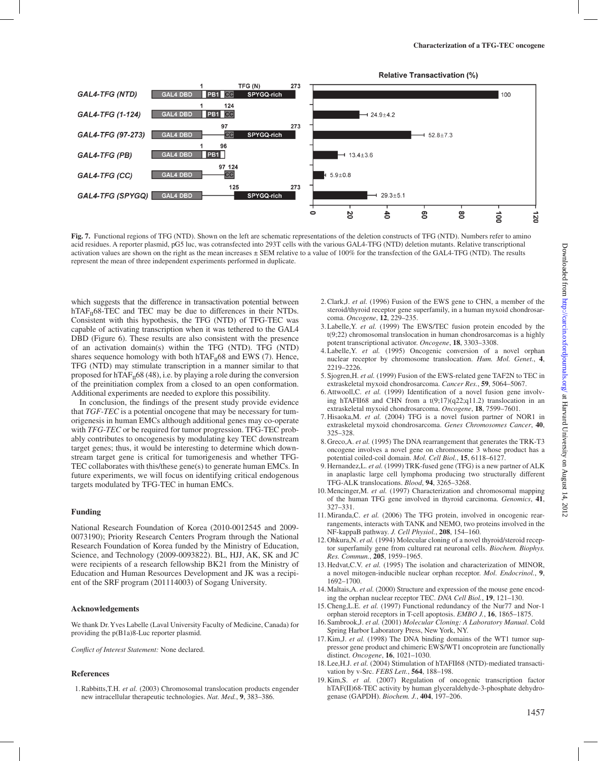**Fig. 7.** Functional regions of TFG (NTD). Shown on the left are schematic representations of the deletion constructs of TFG (NTD). Numbers refer to amino acid residues. A reporter plasmid, pG5 luc, was cotransfected into 293T cells with the various GAL4-TFG (NTD) deletion mutants. Relative transcriptional activation values are shown on the right as the mean increases ± SEM relative to a value of 100% for the transfection of the GAL4-TFG (NTD). The results represent the mean of three independent experiments performed in duplicate.

which suggests that the difference in transactivation potential between $hTAF_{II}68$-TEC and TEC may be due to differences in their NTDs. Consistent with this hypothesis, the TFG (NTD) of TFG-TEC was capable of activating transcription when it was tethered to the GAL4 DBD (Figure 6). These results are also consistent with the presence of an activation domain(s) within the TFG (NTD). TFG (NTD) shares sequence homology with both $hTAF_{II}68$ and EWS (7). Hence, TFG (NTD) may stimulate transcription in a manner similar to that proposed for $hTAF_{II}68$ (48), i.e. by playing a role during the conversion of the preinitiation complex from a closed to an open conformation. Additional experiments are needed to explore this possibility.

In conclusion, the findings of the present study provide evidence that *TGF-TEC* is a potential oncogene that may be necessary for tumorigenesis in human EMCs although additional genes may co-operate with *TFG-TEC* or be required for tumor progression. TFG-TEC probably contributes to oncogenesis by modulating key TEC downstream target genes; thus, it would be interesting to determine which downstream target gene is critical for tumorigenesis and whether TFG-TEC collaborates with this/these gene(s) to generate human EMCs. In future experiments, we will focus on identifying critical endogenous targets modulated by TFG-TEC in human EMCs.

### Funding

National Research Foundation of Korea (2010-0012545 and 2009-0073190); Priority Research Centers Program through the National Research Foundation of Korea funded by the Ministry of Education, Science, and Technology (2009-0093822). BL, HJJ, AK, SK and JC were recipients of a research fellowship BK21 from the Ministry of Education and Human Resources Development and JK was a recipient of the SRF program (201114003) of Sogang University.

### Acknowledgements

We thank Dr. Yves Labelle (Laval University Faculty of Medicine, Canada) for providing the p(B1a)8-Luc reporter plasmid.

*Conflict of Interest Statement:* None declared.

### References

1. Rabbitts,T.H. *et al.* (2003) Chromosomal translocation products engender new intracellular therapeutic technologies. *Nat. Med.*, **9**, 383–386.
2. Clark,J. *et al.* (1996) Fusion of the EWS gene to CHN, a member of the steroid/thyroid receptor gene superfamily, in a human myxoid chondrosarcoma. *Oncogene*, **12**, 229–235.
3. Labelle,Y. *et al.* (1999) The EWS/TEC fusion protein encoded by the t(9;22) chromosomal translocation in human chondrosarcomas is a highly potent transcriptional activator. *Oncogene*, **18**, 3303–3308.
4. Labelle,Y. *et al.* (1995) Oncogenic conversion of a novel orphan nuclear receptor by chromosome translocation. *Hum. Mol. Genet.*, **4**, 2219–2226.
5. Sjogren,H. *et al.* (1999) Fusion of the EWS-related gene TAF2N to TEC in extraskeletal myxoid chondrosarcoma. *Cancer Res.*, **59**, 5064–5067.
6. Attwooll,C. *et al.* (1999) Identification of a novel fusion gene involving hTAFII68 and CHN from a t(9;17)(q22;q11.2) translocation in an extraskeletal myxoid chondrosarcoma. *Oncogene*, **18**, 7599–7601.
7. Hisaoka,M. *et al.* (2004) TFG is a novel fusion partner of NOR1 in extraskeletal myxoid chondrosarcoma. *Genes Chromosomes Cancer*, **40**, 325–328.
8. Greco,A. *et al.* (1995) The DNA rearrangement that generates the TRK-T3 oncogene involves a novel gene on chromosome 3 whose product has a potential coiled-coil domain. *Mol. Cell Biol.*, **15**, 6118–6127.
9. Hernandez,L. *et al.* (1999) TRK-fused gene (TFG) is a new partner of ALK in anaplastic large cell lymphoma producing two structurally different TFG-ALK translocations. *Blood*, **94**, 3265–3268.
10. Mencinger,M. *et al.* (1997) Characterization and chromosomal mapping of the human TFG gene involved in thyroid carcinoma. *Genomics*, **41**, 327–331.
11. Miranda,C. *et al.* (2006) The TFG protein, involved in oncogenic rearrangements, interacts with TANK and NEMO, two proteins involved in the NF-kappaB pathway. *J. Cell Physiol.*, **208**, 154–160.
12. Ohkura,N. *et al.* (1994) Molecular cloning of a novel thyroid/steroid receptor superfamily gene from cultured rat neuronal cells. *Biochem. Biophys. Res. Commun.*, **205**, 1959–1965.
13. Hedvat,C.V. *et al.* (1995) The isolation and characterization of MINOR, a novel mitogen-inducible nuclear orphan receptor. *Mol. Endocrinol.*, **9**, 1692–1700.
14. Maltais,A. *et al.* (2000) Structure and expression of the mouse gene encoding the orphan nuclear receptor TEC. *DNA Cell Biol.*, **19**, 121–130.
15. Cheng,L.E. *et al.* (1997) Functional redundancy of the Nur77 and Nor-1 orphan steroid receptors in T-cell apoptosis. *EMBO J.*, **16**, 1865–1875.
16. Sambrook,J. *et al.* (2001) *Molecular Cloning: A Laboratory Manual*. Cold Spring Harbor Laboratory Press, New York, NY.
17. Kim,J. *et al.* (1998) The DNA binding domains of the WT1 tumor suppressor gene product and chimeric EWS/WT1 oncoprotein are functionally distinct. *Oncogene*, **16**, 1021–1030.
18. Lee,H.J. *et al.* (2004) Stimulation of hTAFII68 (NTD)-mediated transactivation by v-Src. *FEBS Lett.*, **564**, 188–198.
19. Kim,S. *et al.* (2007) Regulation of oncogenic transcription factor hTAF(II)68-TEC activity by human glyceraldehyde-3-phosphate dehydrogenase (GAPDH). *Biochem. J.*, **404**, 197–206.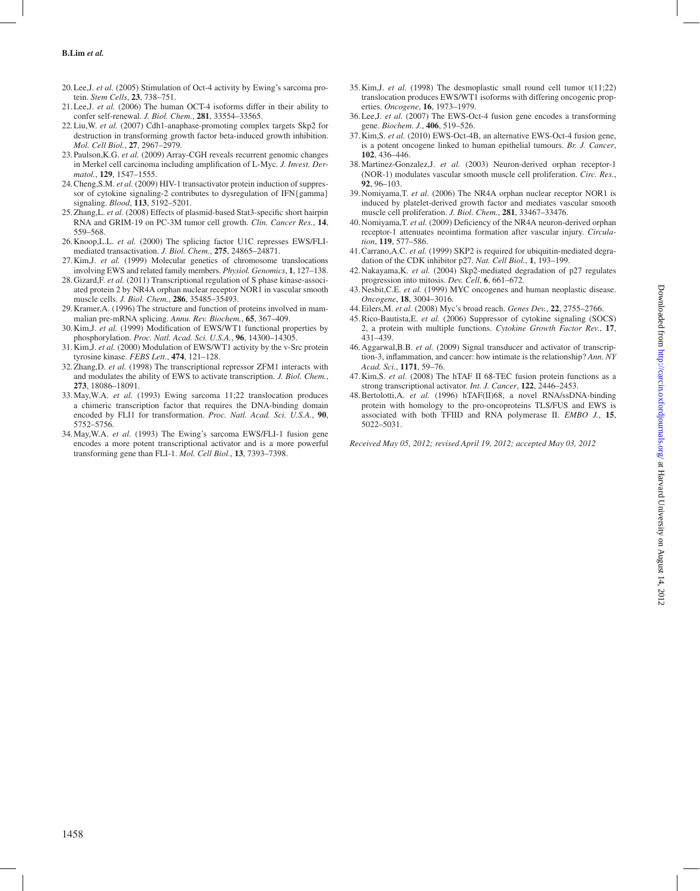20. Lee,J. *et al.* (2005) Stimulation of Oct-4 activity by Ewing's sarcoma protein. *Stem Cells*, **23**, 738–751.
21. Lee,J. *et al.* (2006) The human OCT-4 isoforms differ in their ability to confer self-renewal. *J. Biol. Chem.*, **281**, 33554–33565.
22. Liu,W. *et al.* (2007) Cdh1-anaphase-promoting complex targets Skp2 for destruction in transforming growth factor beta-induced growth inhibition. *Mol. Cell Biol.*, **27**, 2967–2979.
23. Paulson,K.G. *et al.* (2009) Array-CGH reveals recurrent genomic changes in Merkel cell carcinoma including amplification of L-Myc. *J. Invest. Dermatol.*, **129**, 1547–1555.
24. Cheng,S.M. *et al.* (2009) HIV-1 transactivator protein induction of suppressor of cytokine signaling-2 contributes to dysregulation of IFN{gamma} signaling. *Blood*, **113**, 5192–5201.
25. Zhang,L. *et al.* (2008) Effects of plasmid-based Stat3-specific short hairpin RNA and GRIM-19 on PC-3M tumor cell growth. *Clin. Cancer Res.*, **14**, 559–568.
26. Knoop,L.L. *et al.* (2000) The splicing factor U1C represses EWS/FLI-mediated transactivation. *J. Biol. Chem.*, **275**, 24865–24871.
27. Kim,J. *et al.* (1999) Molecular genetics of chromosome translocations involving EWS and related family members. *Physiol. Genomics*, **1**, 127–138.
28. Gizard,F. *et al.* (2011) Transcriptional regulation of S phase kinase-associated protein 2 by NR4A orphan nuclear receptor NOR1 in vascular smooth muscle cells. *J. Biol. Chem.*, **286**, 35485–35493.
29. Kramer,A. (1996) The structure and function of proteins involved in mammalian pre-mRNA splicing. *Annu. Rev. Biochem.*, **65**, 367–409.
30. Kim,J. *et al.* (1999) Modification of EWS/WT1 functional properties by phosphorylation. *Proc. Natl. Acad. Sci. U.S.A.*, **96**, 14300–14305.
31. Kim,J. *et al.* (2000) Modulation of EWS/WT1 activity by the v-Src protein tyrosine kinase. *FEBS Lett.*, **474**, 121–128.
32. Zhang,D. *et al.* (1998) The transcriptional repressor ZFM1 interacts with and modulates the ability of EWS to activate transcription. *J. Biol. Chem.*, **273**, 18086–18091.
33. May,W.A. *et al.* (1993) Ewing sarcoma 11;22 translocation produces a chimeric transcription factor that requires the DNA-binding domain encoded by FLI1 for transformation. *Proc. Natl. Acad. Sci. U.S.A.*, **90**, 5752–5756.
34. May,W.A. *et al.* (1993) The Ewing's sarcoma EWS/FLI-1 fusion gene encodes a more potent transcriptional activator and is a more powerful transforming gene than FLI-1. *Mol. Cell Biol.*, **13**, 7393–7398.
35. Kim,J. *et al.* (1998) The desmoplastic small round cell tumor t(11;22) translocation produces EWS/WT1 isoforms with differing oncogenic properties. *Oncogene*, **16**, 1973–1979.
36. Lee,J. *et al.* (2007) The EWS-Oct-4 fusion gene encodes a transforming gene. *Biochem. J.*, **406**, 519–526.
37. Kim,S. *et al.* (2010) EWS-Oct-4B, an alternative EWS-Oct-4 fusion gene, is a potent oncogene linked to human epithelial tumours. *Br. J. Cancer*, **102**, 436–446.
38. Martinez-Gonzalez,J. *et al.* (2003) Neuron-derived orphan receptor-1 (NOR-1) modulates vascular smooth muscle cell proliferation. *Circ. Res.*, **92**, 96–103.
39. Nomiyama,T. *et al.* (2006) The NR4A orphan nuclear receptor NOR1 is induced by platelet-derived growth factor and mediates vascular smooth muscle cell proliferation. *J. Biol. Chem.*, **281**, 33467–33476.
40. Nomiyama,T. *et al.* (2009) Deficiency of the NR4A neuron-derived orphan receptor-1 attenuates neointima formation after vascular injury. *Circulation*, **119**, 577–586.
41. Carrano,A.C. *et al.* (1999) SKP2 is required for ubiquitin-mediated degradation of the CDK inhibitor p27. *Nat. Cell Biol.*, **1**, 193–199.
42. Nakayama,K. *et al.* (2004) Skp2-mediated degradation of p27 regulates progression into mitosis. *Dev. Cell*, **6**, 661–672.
43. Nesbit,C.E. *et al.* (1999) MYC oncogenes and human neoplastic disease. *Oncogene*, **18**, 3004–3016.
44. Eilers,M. *et al.* (2008) Myc's broad reach. *Genes Dev.*, **22**, 2755–2766.
45. Rico-Bautista,E. *et al.* (2006) Suppressor of cytokine signaling (SOCS) 2, a protein with multiple functions. *Cytokine Growth Factor Rev.*, **17**, 431–439.
46. Aggarwal,B.B. *et al.* (2009) Signal transducer and activator of transcription-3, inflammation, and cancer: how intimate is the relationship? *Ann. NY Acad. Sci.*, **1171**, 59–76.
47. Kim,S. *et al.* (2008) The hTAF II 68-TEC fusion protein functions as a strong transcriptional activator. *Int. J. Cancer*, **122**, 2446–2453.
48. Bertolotti,A. *et al.* (1996) hTAF(II)68, a novel RNA/ssDNA-binding protein with homology to the pro-oncoproteins TLS/FUS and EWS is associated with both TFIID and RNA polymerase II. *EMBO J.*, **15**, 5022–5031.

*Received May 05, 2012; revised April 19, 2012; accepted May 03, 2012*